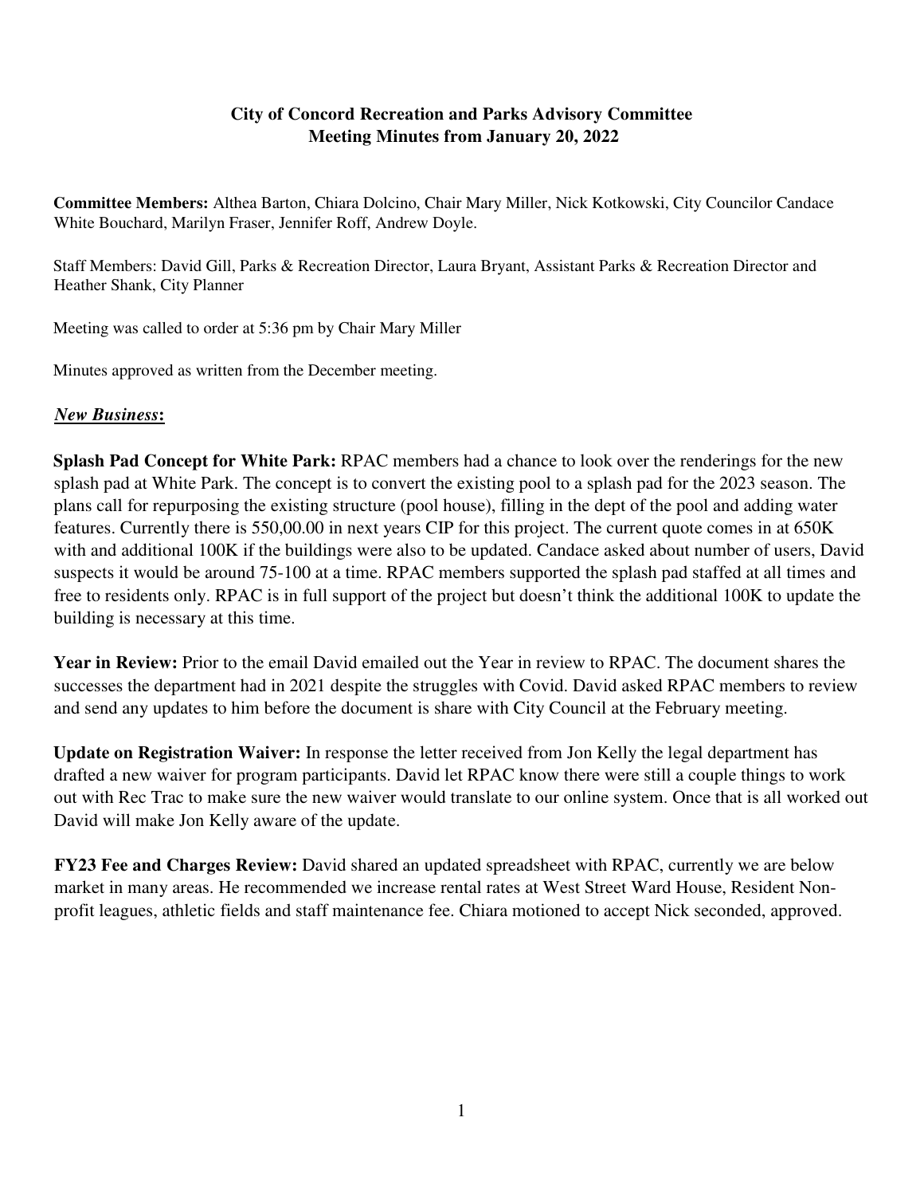**City of Concord Recreation and Parks Advisory Committee**
**Meeting Minutes from January 20, 2022**

**Committee Members:** Althea Barton, Chiara Dolcino, Chair Mary Miller, Nick Kotkowski, City Councilor Candace White Bouchard, Marilyn Fraser, Jennifer Roff, Andrew Doyle.

Staff Members: David Gill, Parks & Recreation Director, Laura Bryant, Assistant Parks & Recreation Director and Heather Shank, City Planner

Meeting was called to order at 5:36 pm by Chair Mary Miller

Minutes approved as written from the December meeting.

***New Business*:**

**Splash Pad Concept for White Park:** RPAC members had a chance to look over the renderings for the new splash pad at White Park. The concept is to convert the existing pool to a splash pad for the 2023 season. The plans call for repurposing the existing structure (pool house), filling in the dept of the pool and adding water features. Currently there is 550,00.00 in next years CIP for this project. The current quote comes in at 650K with and additional 100K if the buildings were also to be updated. Candace asked about number of users, David suspects it would be around 75-100 at a time. RPAC members supported the splash pad staffed at all times and free to residents only. RPAC is in full support of the project but doesn't think the additional 100K to update the building is necessary at this time.

**Year in Review:** Prior to the email David emailed out the Year in review to RPAC. The document shares the successes the department had in 2021 despite the struggles with Covid. David asked RPAC members to review and send any updates to him before the document is share with City Council at the February meeting.

**Update on Registration Waiver:** In response the letter received from Jon Kelly the legal department has drafted a new waiver for program participants. David let RPAC know there were still a couple things to work out with Rec Trac to make sure the new waiver would translate to our online system. Once that is all worked out David will make Jon Kelly aware of the update.

**FY23 Fee and Charges Review:** David shared an updated spreadsheet with RPAC, currently we are below market in many areas. He recommended we increase rental rates at West Street Ward House, Resident Non-profit leagues, athletic fields and staff maintenance fee. Chiara motioned to accept Nick seconded, approved.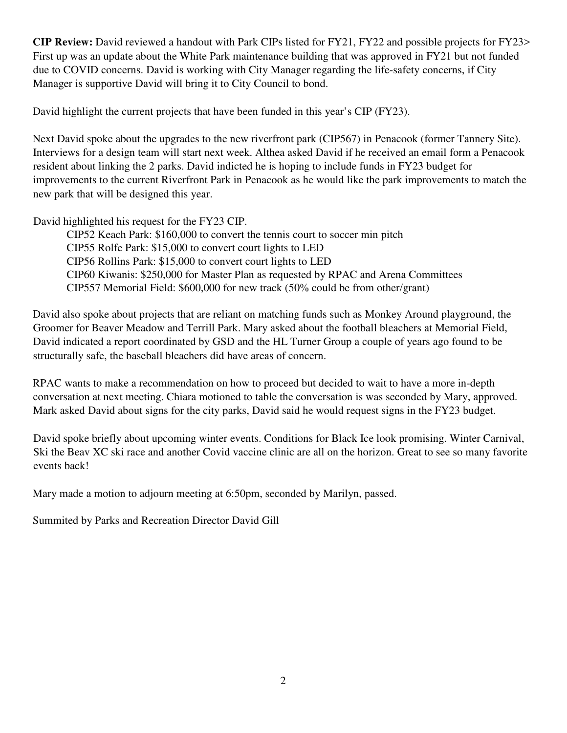**CIP Review:** David reviewed a handout with Park CIPs listed for FY21, FY22 and possible projects for FY23> First up was an update about the White Park maintenance building that was approved in FY21 but not funded due to COVID concerns. David is working with City Manager regarding the life-safety concerns, if City Manager is supportive David will bring it to City Council to bond.

David highlight the current projects that have been funded in this year's CIP (FY23).

Next David spoke about the upgrades to the new riverfront park (CIP567) in Penacook (former Tannery Site). Interviews for a design team will start next week. Althea asked David if he received an email form a Penacook resident about linking the 2 parks. David indicted he is hoping to include funds in FY23 budget for improvements to the current Riverfront Park in Penacook as he would like the park improvements to match the new park that will be designed this year.

David highlighted his request for the FY23 CIP.

- CIP52 Keach Park: \$160,000 to convert the tennis court to soccer min pitch
- CIP55 Rolfe Park: \$15,000 to convert court lights to LED
- CIP56 Rollins Park: \$15,000 to convert court lights to LED
- CIP60 Kiwanis: \$250,000 for Master Plan as requested by RPAC and Arena Committees
- CIP557 Memorial Field: \$600,000 for new track (50% could be from other/grant)

David also spoke about projects that are reliant on matching funds such as Monkey Around playground, the Groomer for Beaver Meadow and Terrill Park. Mary asked about the football bleachers at Memorial Field, David indicated a report coordinated by GSD and the HL Turner Group a couple of years ago found to be structurally safe, the baseball bleachers did have areas of concern.

RPAC wants to make a recommendation on how to proceed but decided to wait to have a more in-depth conversation at next meeting. Chiara motioned to table the conversation is was seconded by Mary, approved. Mark asked David about signs for the city parks, David said he would request signs in the FY23 budget.

David spoke briefly about upcoming winter events. Conditions for Black Ice look promising. Winter Carnival, Ski the Beav XC ski race and another Covid vaccine clinic are all on the horizon. Great to see so many favorite events back!

Mary made a motion to adjourn meeting at 6:50pm, seconded by Marilyn, passed.

Summited by Parks and Recreation Director David Gill